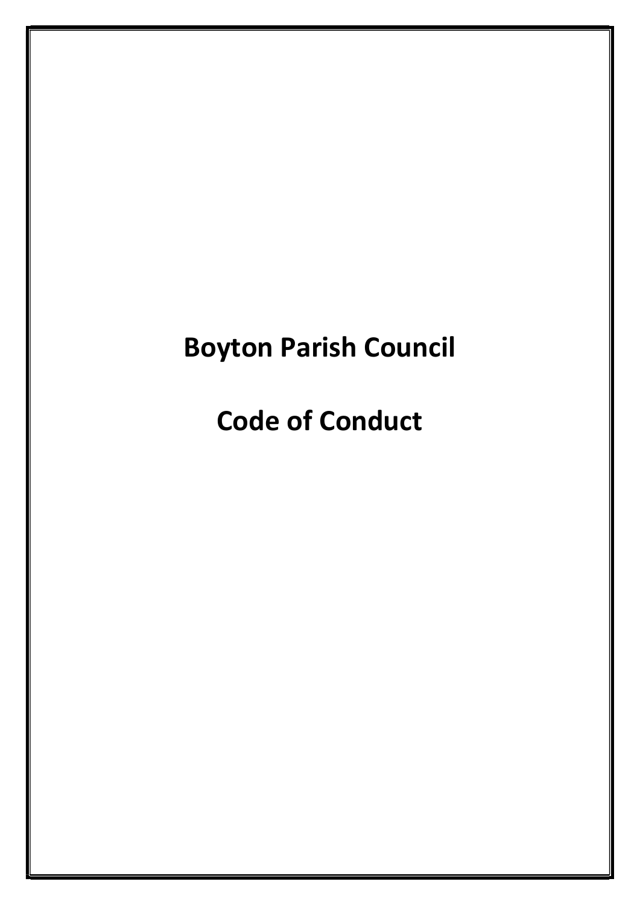# Boyton Parish Council

# Code of Conduct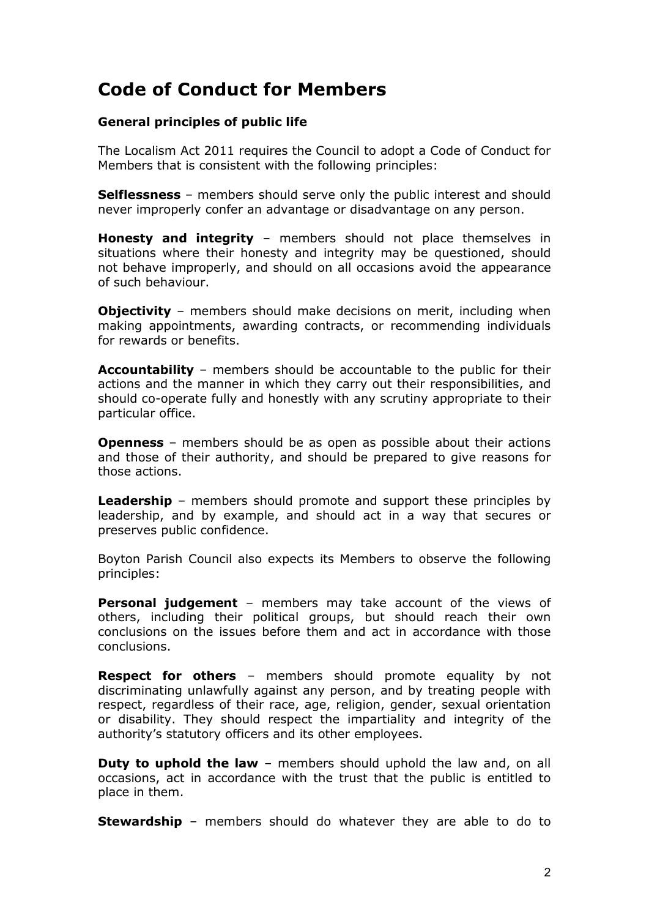# Code of Conduct for Members

### General principles of public life

The Localism Act 2011 requires the Council to adopt a Code of Conduct for Members that is consistent with the following principles:

**Selflessness** – members should serve only the public interest and should never improperly confer an advantage or disadvantage on any person.

**Honesty and integrity** – members should not place themselves in situations where their honesty and integrity may be questioned, should not behave improperly, and should on all occasions avoid the appearance of such behaviour.

**Objectivity** – members should make decisions on merit, including when making appointments, awarding contracts, or recommending individuals for rewards or benefits.

**Accountability** – members should be accountable to the public for their actions and the manner in which they carry out their responsibilities, and should co-operate fully and honestly with any scrutiny appropriate to their particular office.

**Openness** – members should be as open as possible about their actions and those of their authority, and should be prepared to give reasons for those actions.

**Leadership** – members should promote and support these principles by leadership, and by example, and should act in a way that secures or preserves public confidence.

Boyton Parish Council also expects its Members to observe the following principles:

**Personal judgement** – members may take account of the views of others, including their political groups, but should reach their own conclusions on the issues before them and act in accordance with those conclusions.

**Respect for others** – members should promote equality by not discriminating unlawfully against any person, and by treating people with respect, regardless of their race, age, religion, gender, sexual orientation or disability. They should respect the impartiality and integrity of the authority's statutory officers and its other employees.

**Duty to uphold the law** – members should uphold the law and, on all occasions, act in accordance with the trust that the public is entitled to place in them.

**Stewardship** – members should do whatever they are able to do to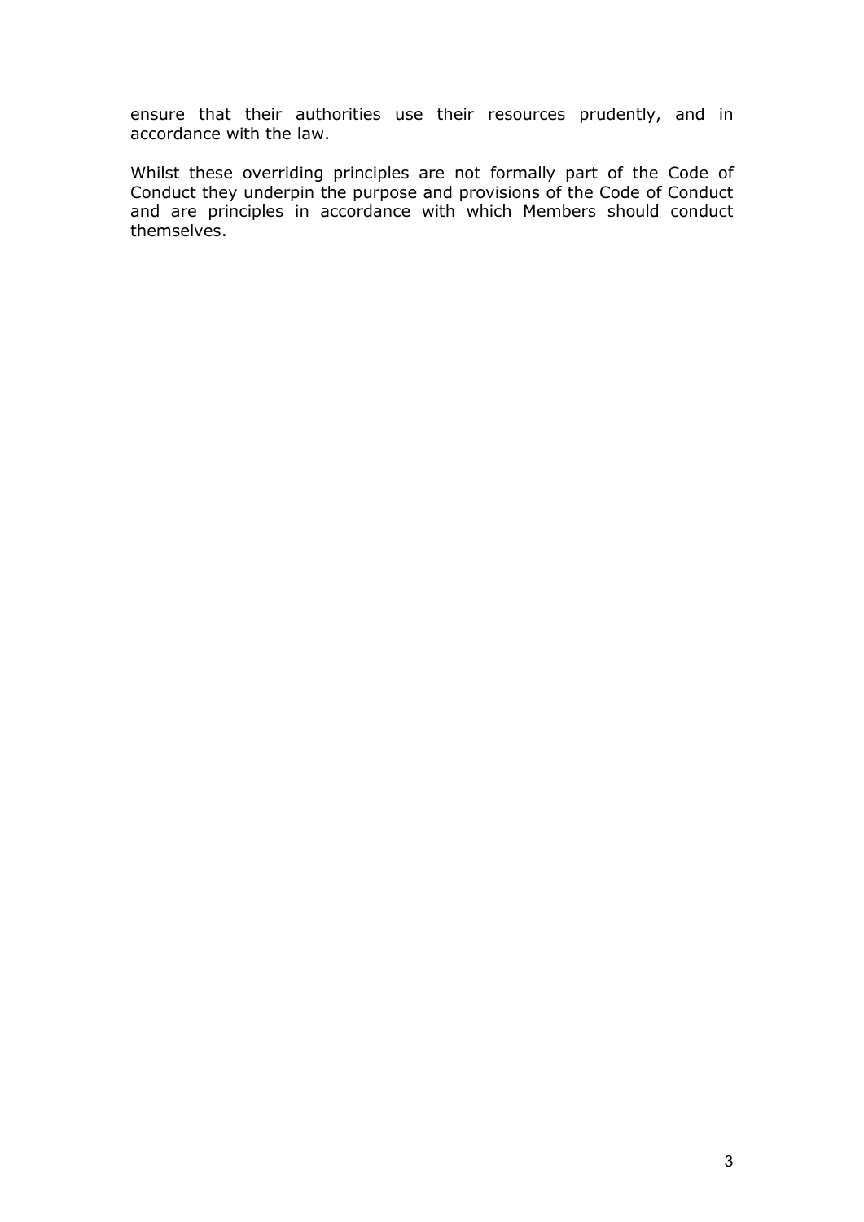ensure that their authorities use their resources prudently, and in accordance with the law.

Whilst these overriding principles are not formally part of the Code of Conduct they underpin the purpose and provisions of the Code of Conduct and are principles in accordance with which Members should conduct themselves.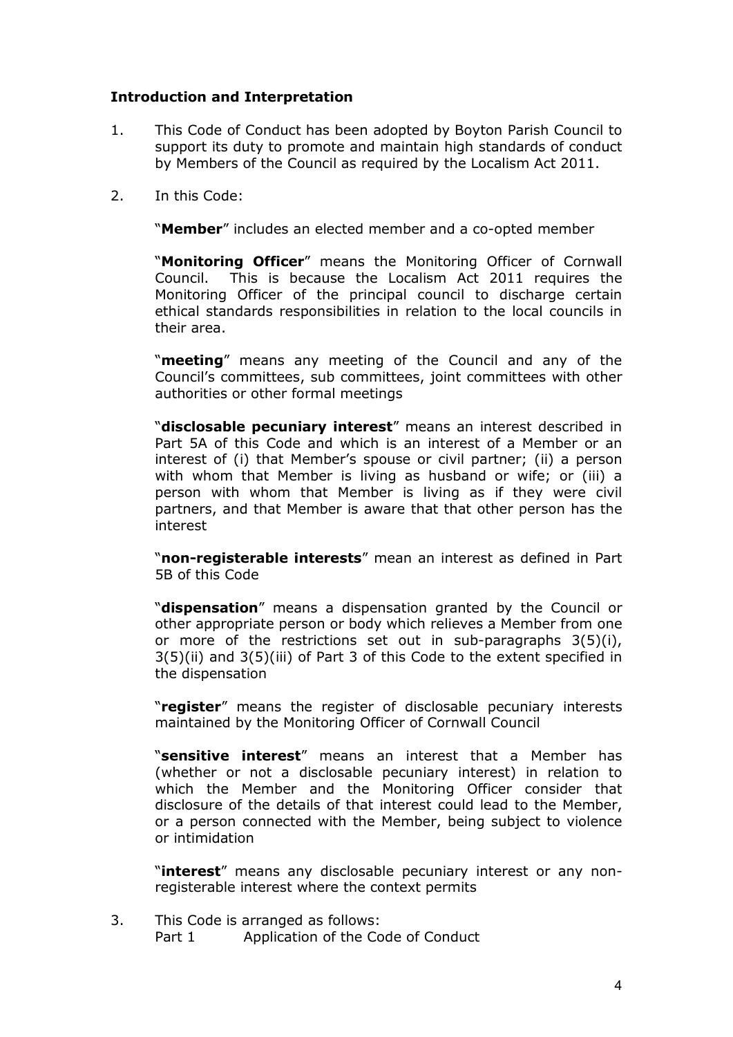### Introduction and Interpretation

1. This Code of Conduct has been adopted by Boyton Parish Council to support its duty to promote and maintain high standards of conduct by Members of the Council as required by the Localism Act 2011.

2. In this Code:

   "**Member**" includes an elected member and a co-opted member

   "**Monitoring Officer**" means the Monitoring Officer of Cornwall Council. This is because the Localism Act 2011 requires the Monitoring Officer of the principal council to discharge certain ethical standards responsibilities in relation to the local councils in their area.

   "**meeting**" means any meeting of the Council and any of the Council's committees, sub committees, joint committees with other authorities or other formal meetings

   "**disclosable pecuniary interest**" means an interest described in Part 5A of this Code and which is an interest of a Member or an interest of (i) that Member's spouse or civil partner; (ii) a person with whom that Member is living as husband or wife; or (iii) a person with whom that Member is living as if they were civil partners, and that Member is aware that that other person has the interest

   "**non-registerable interests**" mean an interest as defined in Part 5B of this Code

   "**dispensation**" means a dispensation granted by the Council or other appropriate person or body which relieves a Member from one or more of the restrictions set out in sub-paragraphs 3(5)(i), 3(5)(ii) and 3(5)(iii) of Part 3 of this Code to the extent specified in the dispensation

   "**register**" means the register of disclosable pecuniary interests maintained by the Monitoring Officer of Cornwall Council

   "**sensitive interest**" means an interest that a Member has (whether or not a disclosable pecuniary interest) in relation to which the Member and the Monitoring Officer consider that disclosure of the details of that interest could lead to the Member, or a person connected with the Member, being subject to violence or intimidation

   "**interest**" means any disclosable pecuniary interest or any non-registerable interest where the context permits

3. This Code is arranged as follows:
   Part 1 Application of the Code of Conduct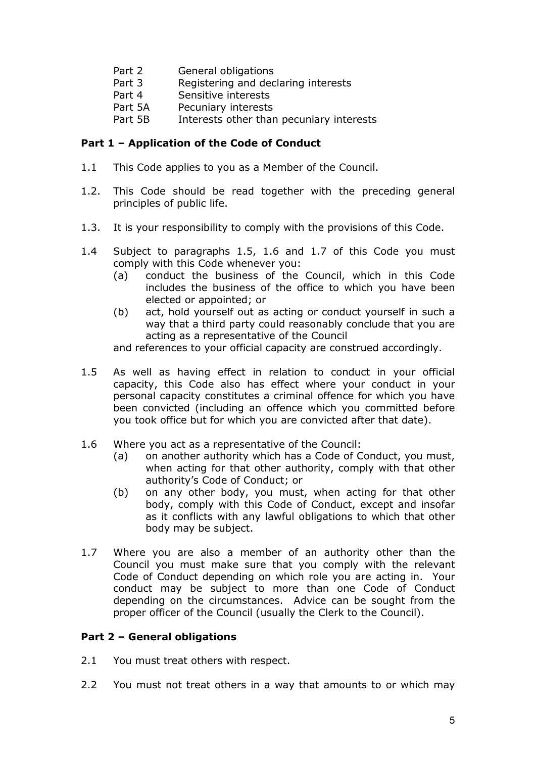Part 2 General obligations
Part 3 Registering and declaring interests
Part 4 Sensitive interests
Part 5A Pecuniary interests
Part 5B Interests other than pecuniary interests

**Part 1 – Application of the Code of Conduct**

1.1 This Code applies to you as a Member of the Council.

1.2. This Code should be read together with the preceding general principles of public life.

1.3. It is your responsibility to comply with the provisions of this Code.

1.4 Subject to paragraphs 1.5, 1.6 and 1.7 of this Code you must comply with this Code whenever you:
  (a) conduct the business of the Council, which in this Code includes the business of the office to which you have been elected or appointed; or
  (b) act, hold yourself out as acting or conduct yourself in such a way that a third party could reasonably conclude that you are acting as a representative of the Council

  and references to your official capacity are construed accordingly.

1.5 As well as having effect in relation to conduct in your official capacity, this Code also has effect where your conduct in your personal capacity constitutes a criminal offence for which you have been convicted (including an offence which you committed before you took office but for which you are convicted after that date).

1.6 Where you act as a representative of the Council:
  (a) on another authority which has a Code of Conduct, you must, when acting for that other authority, comply with that other authority's Code of Conduct; or
  (b) on any other body, you must, when acting for that other body, comply with this Code of Conduct, except and insofar as it conflicts with any lawful obligations to which that other body may be subject.

1.7 Where you are also a member of an authority other than the Council you must make sure that you comply with the relevant Code of Conduct depending on which role you are acting in. Your conduct may be subject to more than one Code of Conduct depending on the circumstances. Advice can be sought from the proper officer of the Council (usually the Clerk to the Council).

**Part 2 – General obligations**

2.1 You must treat others with respect.

2.2 You must not treat others in a way that amounts to or which may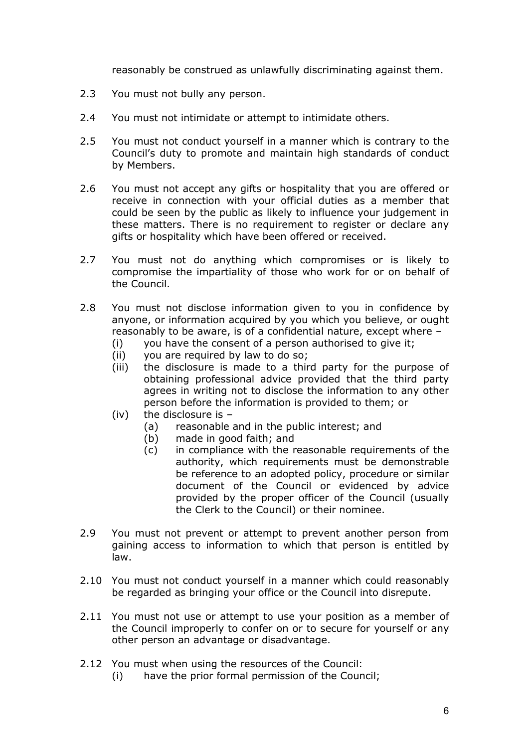reasonably be construed as unlawfully discriminating against them.

2.3 You must not bully any person.

2.4 You must not intimidate or attempt to intimidate others.

2.5 You must not conduct yourself in a manner which is contrary to the Council's duty to promote and maintain high standards of conduct by Members.

2.6 You must not accept any gifts or hospitality that you are offered or receive in connection with your official duties as a member that could be seen by the public as likely to influence your judgement in these matters. There is no requirement to register or declare any gifts or hospitality which have been offered or received.

2.7 You must not do anything which compromises or is likely to compromise the impartiality of those who work for or on behalf of the Council.

2.8 You must not disclose information given to you in confidence by anyone, or information acquired by you which you believe, or ought reasonably to be aware, is of a confidential nature, except where –

- (i) you have the consent of a person authorised to give it;
- (ii) you are required by law to do so;
- (iii) the disclosure is made to a third party for the purpose of obtaining professional advice provided that the third party agrees in writing not to disclose the information to any other person before the information is provided to them; or
- (iv) the disclosure is –
  - (a) reasonable and in the public interest; and
  - (b) made in good faith; and
  - (c) in compliance with the reasonable requirements of the authority, which requirements must be demonstrable be reference to an adopted policy, procedure or similar document of the Council or evidenced by advice provided by the proper officer of the Council (usually the Clerk to the Council) or their nominee.

2.9 You must not prevent or attempt to prevent another person from gaining access to information to which that person is entitled by law.

2.10 You must not conduct yourself in a manner which could reasonably be regarded as bringing your office or the Council into disrepute.

2.11 You must not use or attempt to use your position as a member of the Council improperly to confer on or to secure for yourself or any other person an advantage or disadvantage.

2.12 You must when using the resources of the Council:

- (i) have the prior formal permission of the Council;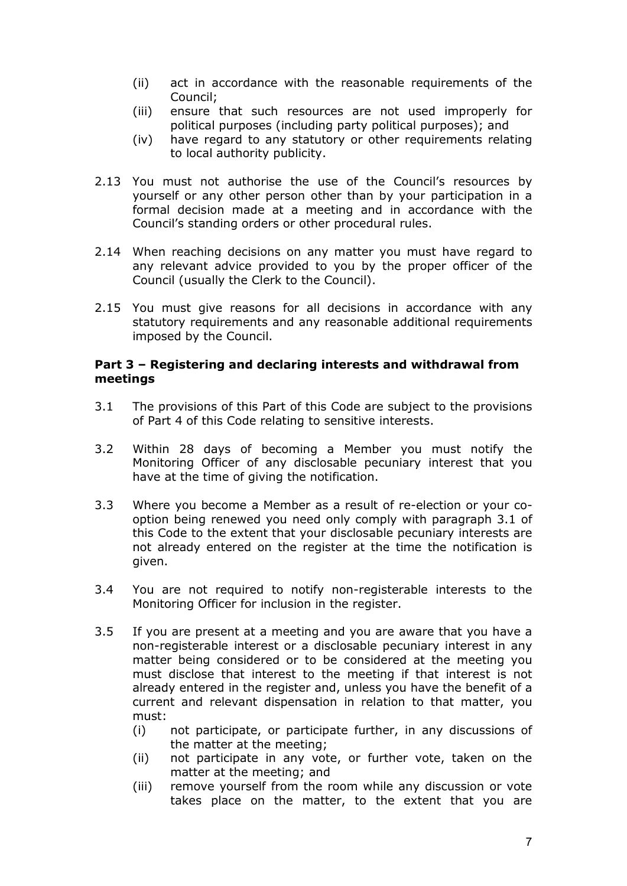(ii) act in accordance with the reasonable requirements of the Council;
(iii) ensure that such resources are not used improperly for political purposes (including party political purposes); and
(iv) have regard to any statutory or other requirements relating to local authority publicity.

2.13 You must not authorise the use of the Council's resources by yourself or any other person other than by your participation in a formal decision made at a meeting and in accordance with the Council's standing orders or other procedural rules.

2.14 When reaching decisions on any matter you must have regard to any relevant advice provided to you by the proper officer of the Council (usually the Clerk to the Council).

2.15 You must give reasons for all decisions in accordance with any statutory requirements and any reasonable additional requirements imposed by the Council.

**Part 3 – Registering and declaring interests and withdrawal from meetings**

3.1 The provisions of this Part of this Code are subject to the provisions of Part 4 of this Code relating to sensitive interests.

3.2 Within 28 days of becoming a Member you must notify the Monitoring Officer of any disclosable pecuniary interest that you have at the time of giving the notification.

3.3 Where you become a Member as a result of re-election or your co-option being renewed you need only comply with paragraph 3.1 of this Code to the extent that your disclosable pecuniary interests are not already entered on the register at the time the notification is given.

3.4 You are not required to notify non-registerable interests to the Monitoring Officer for inclusion in the register.

3.5 If you are present at a meeting and you are aware that you have a non-registerable interest or a disclosable pecuniary interest in any matter being considered or to be considered at the meeting you must disclose that interest to the meeting if that interest is not already entered in the register and, unless you have the benefit of a current and relevant dispensation in relation to that matter, you must:
(i) not participate, or participate further, in any discussions of the matter at the meeting;
(ii) not participate in any vote, or further vote, taken on the matter at the meeting; and
(iii) remove yourself from the room while any discussion or vote takes place on the matter, to the extent that you are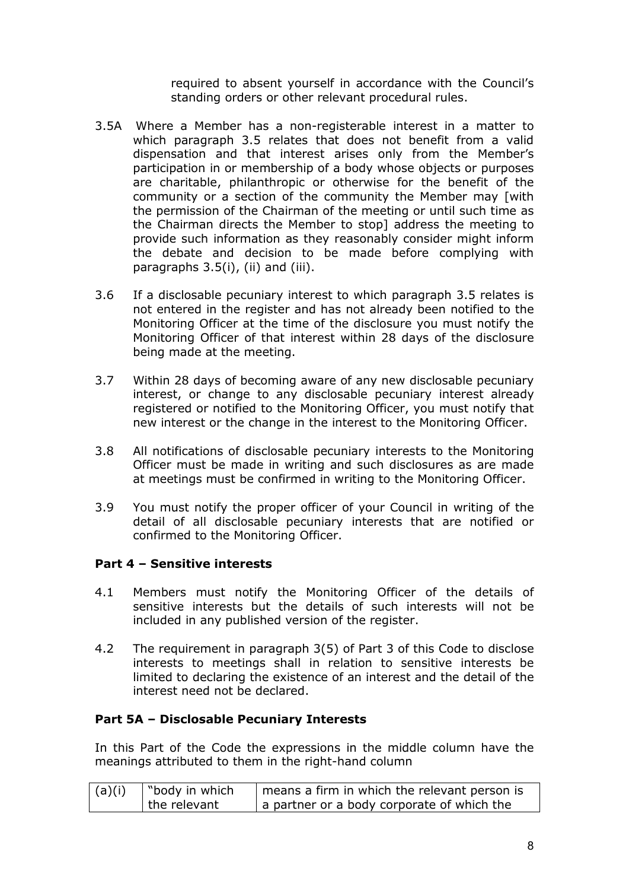required to absent yourself in accordance with the Council's standing orders or other relevant procedural rules.

3.5A Where a Member has a non-registerable interest in a matter to which paragraph 3.5 relates that does not benefit from a valid dispensation and that interest arises only from the Member's participation in or membership of a body whose objects or purposes are charitable, philanthropic or otherwise for the benefit of the community or a section of the community the Member may [with the permission of the Chairman of the meeting or until such time as the Chairman directs the Member to stop] address the meeting to provide such information as they reasonably consider might inform the debate and decision to be made before complying with paragraphs 3.5(i), (ii) and (iii).

3.6 If a disclosable pecuniary interest to which paragraph 3.5 relates is not entered in the register and has not already been notified to the Monitoring Officer at the time of the disclosure you must notify the Monitoring Officer of that interest within 28 days of the disclosure being made at the meeting.

3.7 Within 28 days of becoming aware of any new disclosable pecuniary interest, or change to any disclosable pecuniary interest already registered or notified to the Monitoring Officer, you must notify that new interest or the change in the interest to the Monitoring Officer.

3.8 All notifications of disclosable pecuniary interests to the Monitoring Officer must be made in writing and such disclosures as are made at meetings must be confirmed in writing to the Monitoring Officer.

3.9 You must notify the proper officer of your Council in writing of the detail of all disclosable pecuniary interests that are notified or confirmed to the Monitoring Officer.

**Part 4 – Sensitive interests**

4.1 Members must notify the Monitoring Officer of the details of sensitive interests but the details of such interests will not be included in any published version of the register.

4.2 The requirement in paragraph 3(5) of Part 3 of this Code to disclose interests to meetings shall in relation to sensitive interests be limited to declaring the existence of an interest and the detail of the interest need not be declared.

**Part 5A – Disclosable Pecuniary Interests**

In this Part of the Code the expressions in the middle column have the meanings attributed to them in the right-hand column

| | | |
|---|---|---|
| (a)(i) | "body in which the relevant | means a firm in which the relevant person is a partner or a body corporate of which the |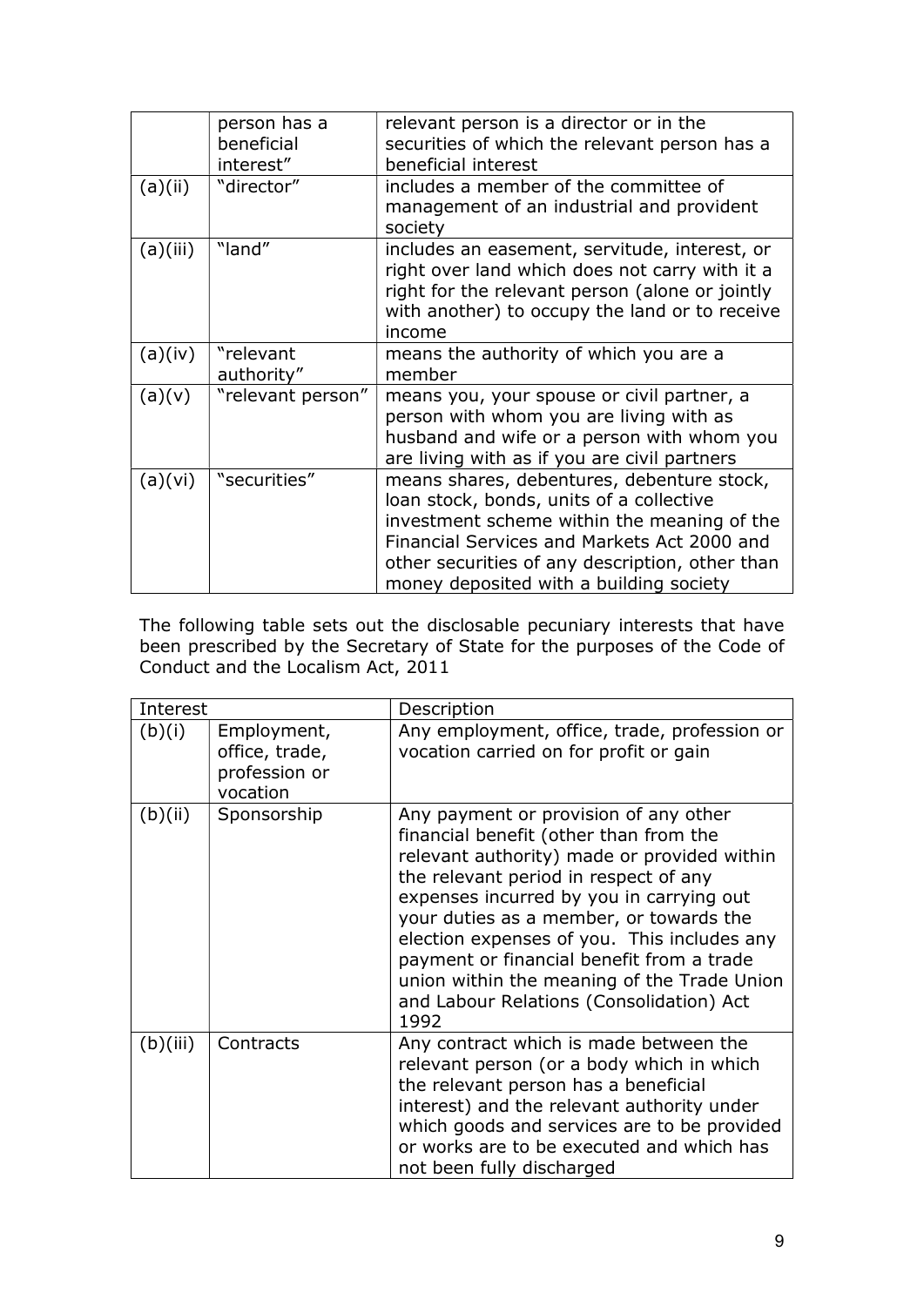| | | |
|---|---|---|
| | person has a beneficial interest" | relevant person is a director or in the securities of which the relevant person has a beneficial interest |
| (a)(ii) | "director" | includes a member of the committee of management of an industrial and provident society |
| (a)(iii) | "land" | includes an easement, servitude, interest, or right over land which does not carry with it a right for the relevant person (alone or jointly with another) to occupy the land or to receive income |
| (a)(iv) | "relevant authority" | means the authority of which you are a member |
| (a)(v) | "relevant person" | means you, your spouse or civil partner, a person with whom you are living with as husband and wife or a person with whom you are living with as if you are civil partners |
| (a)(vi) | "securities" | means shares, debentures, debenture stock, loan stock, bonds, units of a collective investment scheme within the meaning of the Financial Services and Markets Act 2000 and other securities of any description, other than money deposited with a building society |

The following table sets out the disclosable pecuniary interests that have been prescribed by the Secretary of State for the purposes of the Code of Conduct and the Localism Act, 2011

| Interest | | Description |
|---|---|---|
| (b)(i) | Employment, office, trade, profession or vocation | Any employment, office, trade, profession or vocation carried on for profit or gain |
| (b)(ii) | Sponsorship | Any payment or provision of any other financial benefit (other than from the relevant authority) made or provided within the relevant period in respect of any expenses incurred by you in carrying out your duties as a member, or towards the election expenses of you. This includes any payment or financial benefit from a trade union within the meaning of the Trade Union and Labour Relations (Consolidation) Act 1992 |
| (b)(iii) | Contracts | Any contract which is made between the relevant person (or a body which in which the relevant person has a beneficial interest) and the relevant authority under which goods and services are to be provided or works are to be executed and which has not been fully discharged |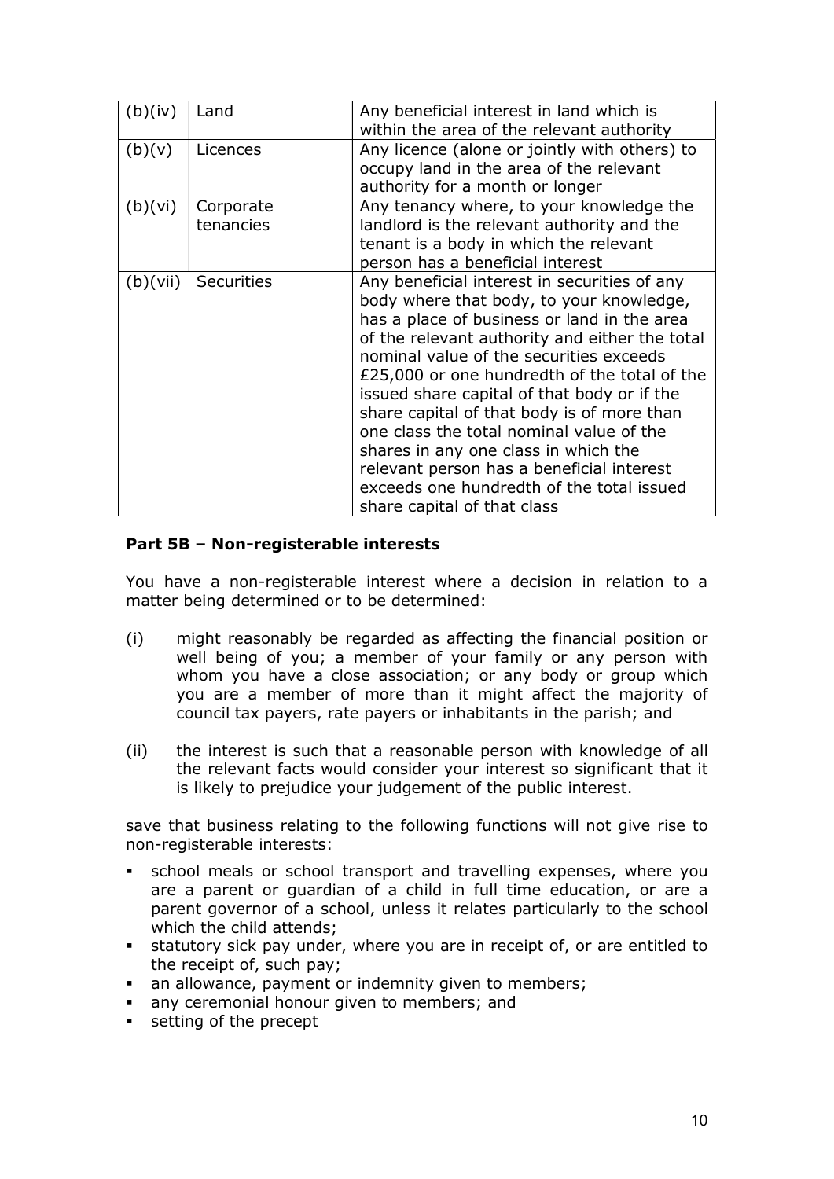| (b)(iv) | Land | Any beneficial interest in land which is within the area of the relevant authority |
|---|---|---|
| (b)(v) | Licences | Any licence (alone or jointly with others) to occupy land in the area of the relevant authority for a month or longer |
| (b)(vi) | Corporate tenancies | Any tenancy where, to your knowledge the landlord is the relevant authority and the tenant is a body in which the relevant person has a beneficial interest |
| (b)(vii) | Securities | Any beneficial interest in securities of any body where that body, to your knowledge, has a place of business or land in the area of the relevant authority and either the total nominal value of the securities exceeds £25,000 or one hundredth of the total of the issued share capital of that body or if the share capital of that body is of more than one class the total nominal value of the shares in any one class in which the relevant person has a beneficial interest exceeds one hundredth of the total issued share capital of that class |

**Part 5B – Non-registerable interests**

You have a non-registerable interest where a decision in relation to a matter being determined or to be determined:

(i) might reasonably be regarded as affecting the financial position or well being of you; a member of your family or any person with whom you have a close association; or any body or group which you are a member of more than it might affect the majority of council tax payers, rate payers or inhabitants in the parish; and

(ii) the interest is such that a reasonable person with knowledge of all the relevant facts would consider your interest so significant that it is likely to prejudice your judgement of the public interest.

save that business relating to the following functions will not give rise to non-registerable interests:

- school meals or school transport and travelling expenses, where you are a parent or guardian of a child in full time education, or are a parent governor of a school, unless it relates particularly to the school which the child attends;
- statutory sick pay under, where you are in receipt of, or are entitled to the receipt of, such pay;
- an allowance, payment or indemnity given to members;
- any ceremonial honour given to members; and
- setting of the precept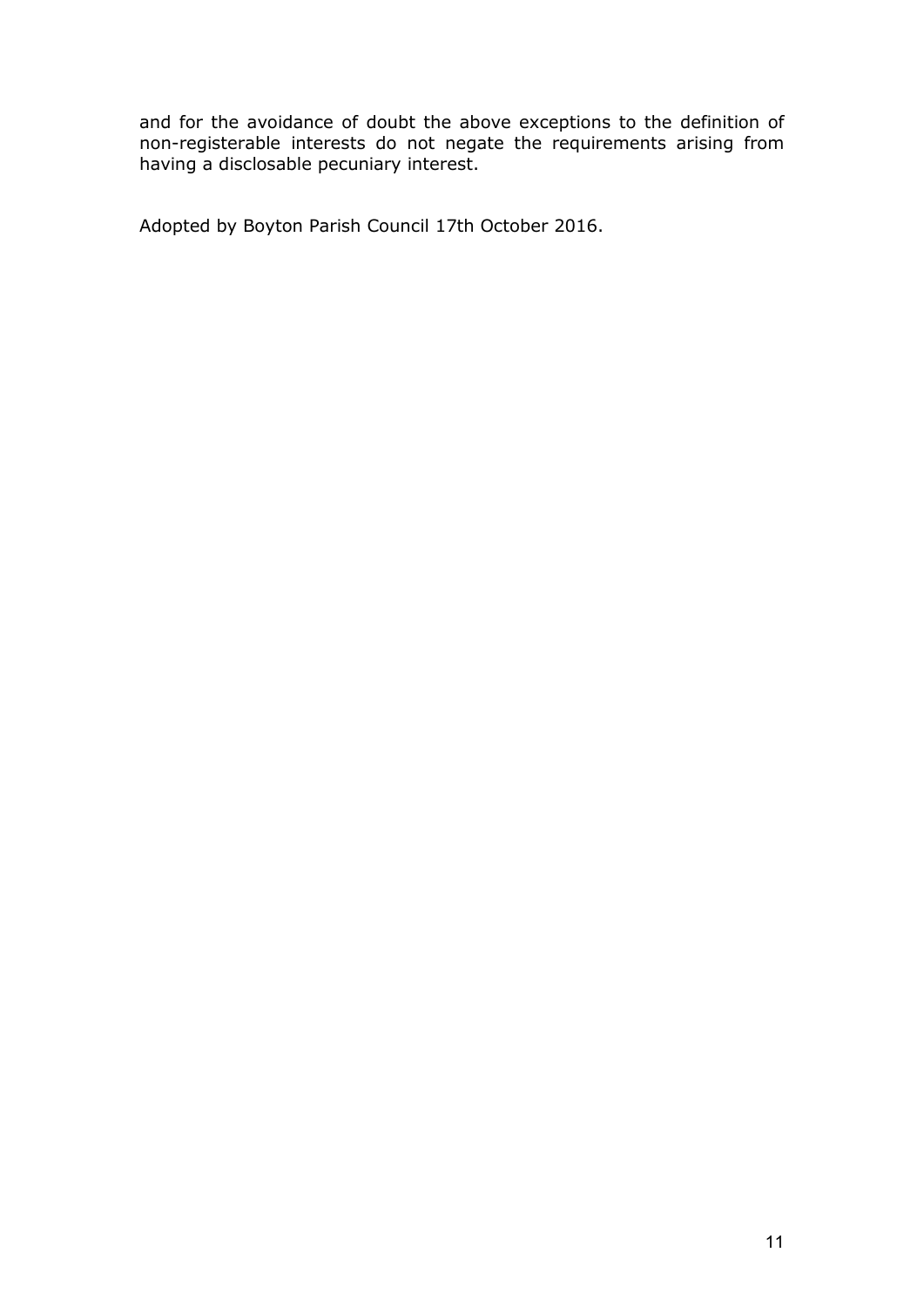and for the avoidance of doubt the above exceptions to the definition of non-registerable interests do not negate the requirements arising from having a disclosable pecuniary interest.

Adopted by Boyton Parish Council 17th October 2016.